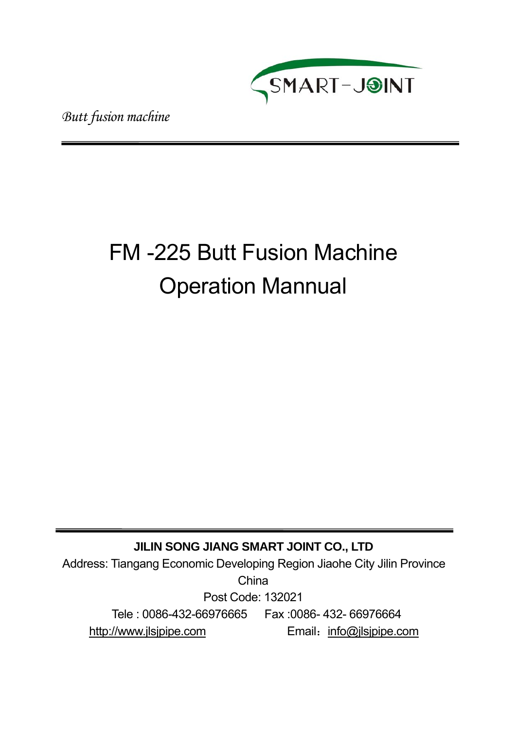SMART-JOINT

*Butt fusion machine*

# FM -225 Butt Fusion Machine
# Operation Mannual

**JILIN SONG JIANG SMART JOINT CO., LTD**

Address: Tiangang Economic Developing Region Jiaohe City Jilin Province China

Post Code: 132021

Tele : 0086-432-66976665  Fax :0086- 432- 66976664

http://www.jlsjpipe.com  Email：info@jlsjpipe.com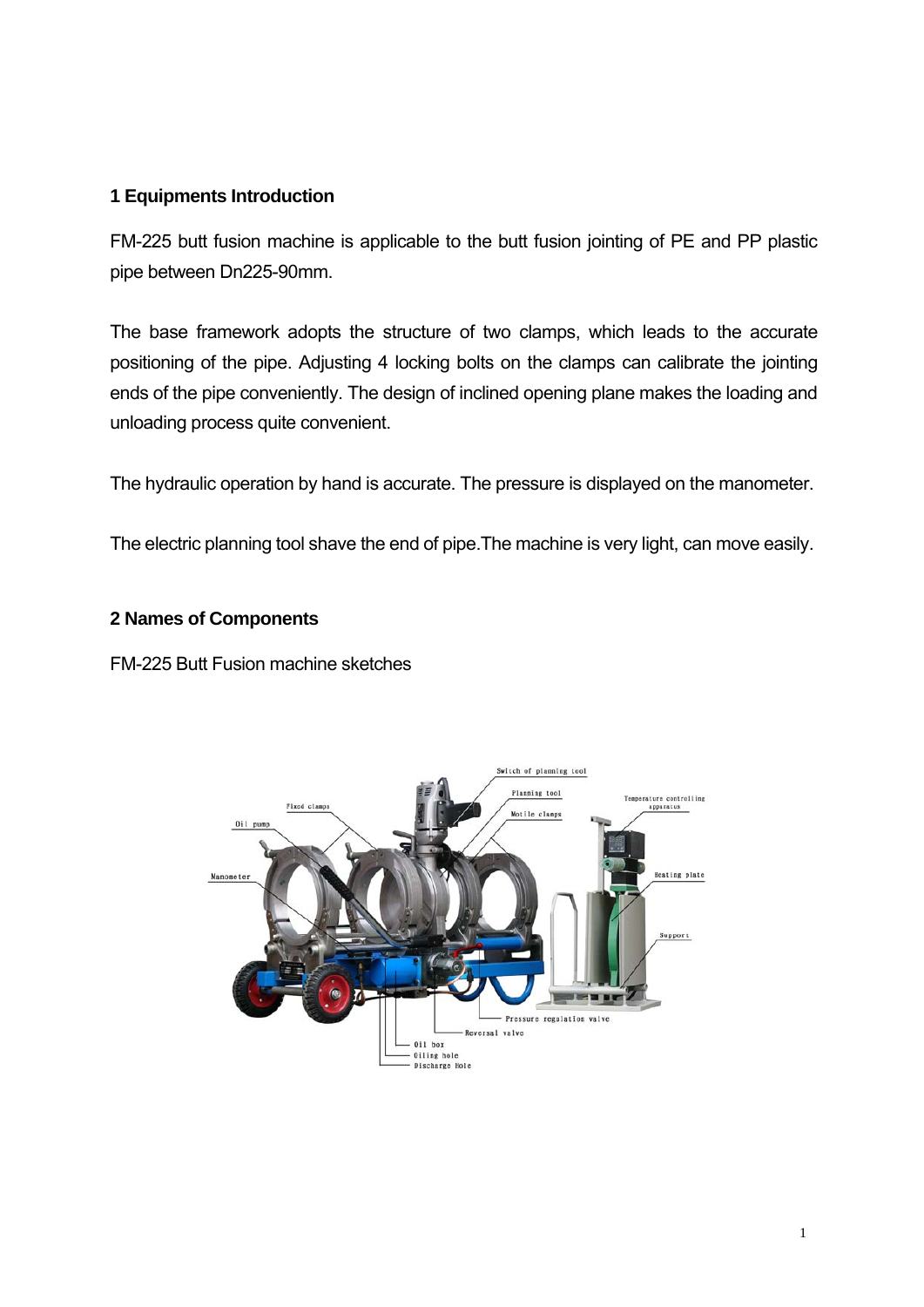## 1 Equipments Introduction

FM-225 butt fusion machine is applicable to the butt fusion jointing of PE and PP plastic pipe between Dn225-90mm.

The base framework adopts the structure of two clamps, which leads to the accurate positioning of the pipe. Adjusting 4 locking bolts on the clamps can calibrate the jointing ends of the pipe conveniently. The design of inclined opening plane makes the loading and unloading process quite convenient.

The hydraulic operation by hand is accurate. The pressure is displayed on the manometer.

The electric planning tool shave the end of pipe.The machine is very light, can move easily.

## 2 Names of Components

FM-225 Butt Fusion machine sketches

Switch of planning tool
Planning tool
Fixed clamps
Motile clamps
Oil pump
Temperature controlling apparatus
Manometer
Heating plate
Support
Pressure regulation valve
Reversal valve
Oil box
Oiling hole
Discharge Hole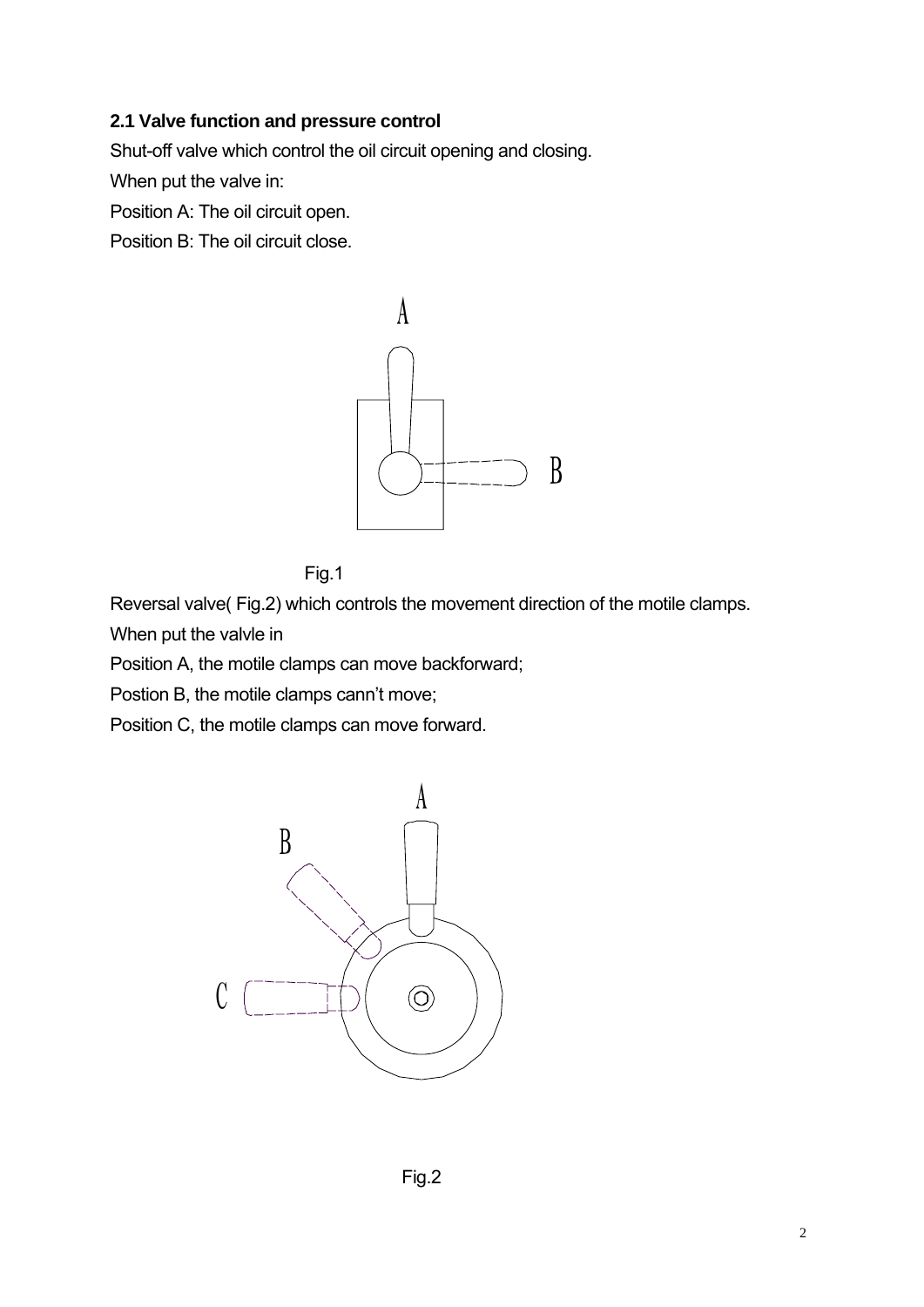### 2.1 Valve function and pressure control

Shut-off valve which control the oil circuit opening and closing.

When put the valve in:

Position A: The oil circuit open.

Position B: The oil circuit close.

A

B

Fig.1

Reversal valve( Fig.2) which controls the movement direction of the motile clamps.

When put the valvle in

Position A, the motile clamps can move backforward;

Postion B, the motile clamps cann't move;

Position C, the motile clamps can move forward.

A

B

C

Fig.2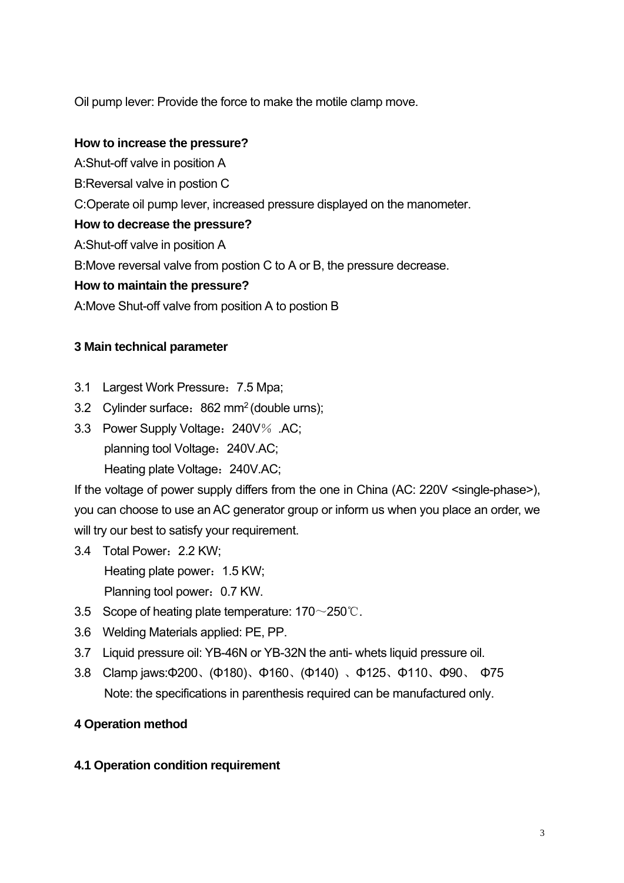Oil pump lever: Provide the force to make the motile clamp move.

**How to increase the pressure?**

A:Shut-off valve in position A

B:Reversal valve in postion C

C:Operate oil pump lever, increased pressure displayed on the manometer.

**How to decrease the pressure?**

A:Shut-off valve in position A

B:Move reversal valve from postion C to A or B, the pressure decrease.

**How to maintain the pressure?**

A:Move Shut-off valve from position A to postion B

### 3 Main technical parameter

3.1 Largest Work Pressure：7.5 Mpa;

3.2 Cylinder surface：862 $mm^2$ (double urns);

3.3 Power Supply Voltage：240V％ .AC;

planning tool Voltage：240V.AC;

Heating plate Voltage：240V.AC;

If the voltage of power supply differs from the one in China (AC: 220V <single-phase>), you can choose to use an AC generator group or inform us when you place an order, we will try our best to satisfy your requirement.

3.4 Total Power：2.2 KW;

Heating plate power：1.5 KW;

Planning tool power：0.7 KW.

3.5 Scope of heating plate temperature: 170～250℃.

3.6 Welding Materials applied: PE, PP.

3.7 Liquid pressure oil: YB-46N or YB-32N the anti- whets liquid pressure oil.

3.8 Clamp jaws:Φ200、(Φ180)、Φ160、(Φ140) 、Φ125、Φ110、Φ90、 Φ75

Note: the specifications in parenthesis required can be manufactured only.

### 4 Operation method

#### 4.1 Operation condition requirement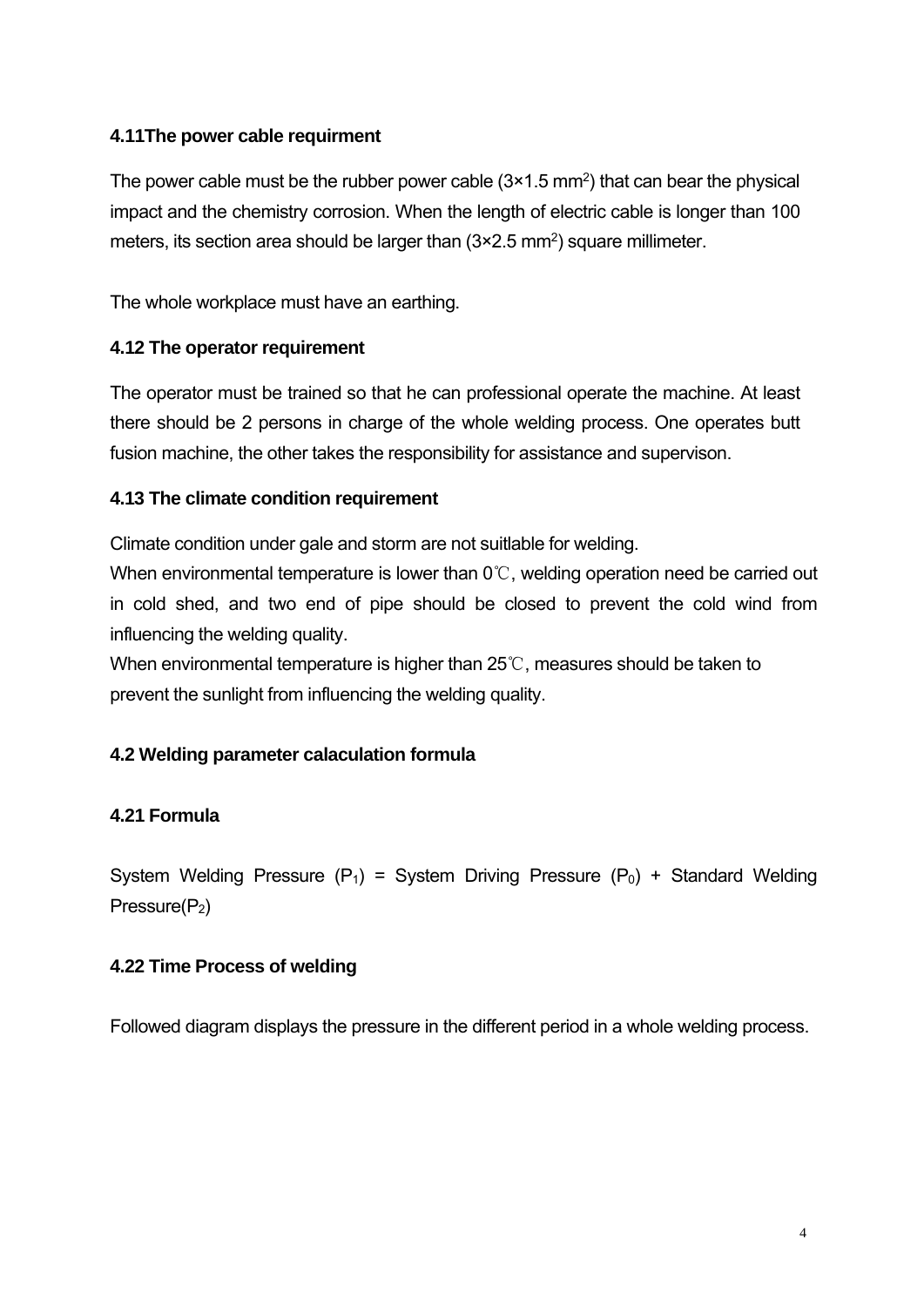### 4.11The power cable requirment

The power cable must be the rubber power cable (3×1.5 $mm^2$) that can bear the physical impact and the chemistry corrosion. When the length of electric cable is longer than 100 meters, its section area should be larger than (3×2.5 $mm^2$) square millimeter.

The whole workplace must have an earthing.

### 4.12 The operator requirement

The operator must be trained so that he can professional operate the machine. At least there should be 2 persons in charge of the whole welding process. One operates butt fusion machine, the other takes the responsibility for assistance and supervison.

### 4.13 The climate condition requirement

Climate condition under gale and storm are not suitlable for welding.
When environmental temperature is lower than 0℃, welding operation need be carried out in cold shed, and two end of pipe should be closed to prevent the cold wind from influencing the welding quality.
When environmental temperature is higher than 25℃, measures should be taken to prevent the sunlight from influencing the welding quality.

## 4.2 Welding parameter calaculation formula

### 4.21 Formula

System Welding Pressure ($P_1$) = System Driving Pressure ($P_0$) + Standard Welding Pressure($P_2$)

### 4.22 Time Process of welding

Followed diagram displays the pressure in the different period in a whole welding process.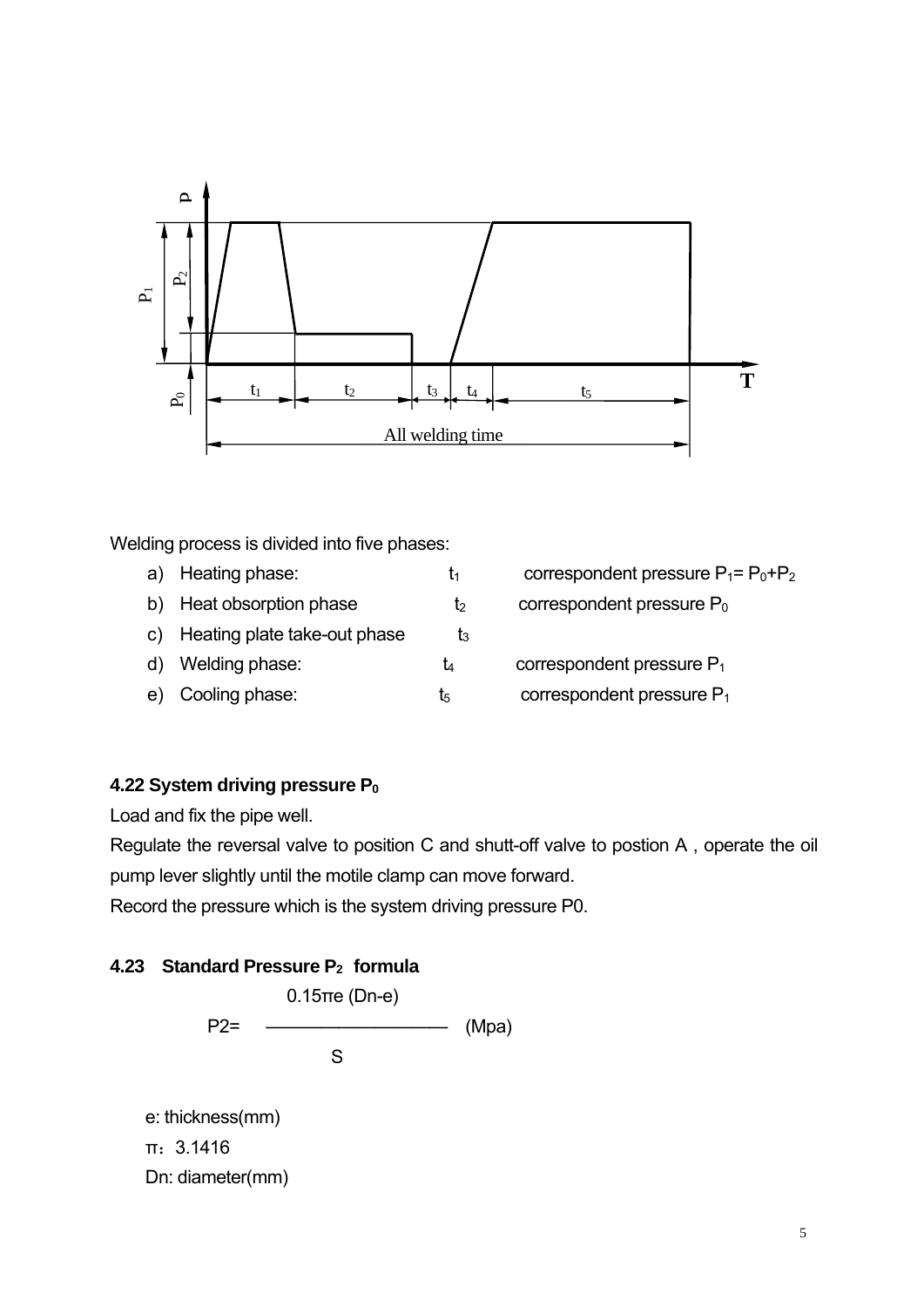Welding process is divided into five phases:

a) Heating phase: $t_1$ correspondent pressure $P_1 = P_0 + P_2$
b) Heat absorption phase $t_2$ correspondent pressure $P_0$
c) Heating plate take-out phase $t_3$
d) Welding phase: $t_4$ correspondent pressure $P_1$
e) Cooling phase: $t_5$ correspondent pressure $P_1$

**4.22 System driving pressure $P_0$**

Load and fix the pipe well.

Regulate the reversal valve to position C and shutt-off valve to postion A , operate the oil pump lever slightly until the motile clamp can move forward.

Record the pressure which is the system driving pressure P0.

**4.23 Standard Pressure $P_2$ formula**

$$P2 = \frac{0.15\pi e\,(Dn - e)}{S} \quad (\text{Mpa})$$

e: thickness(mm)

π：3.1416

Dn: diameter(mm)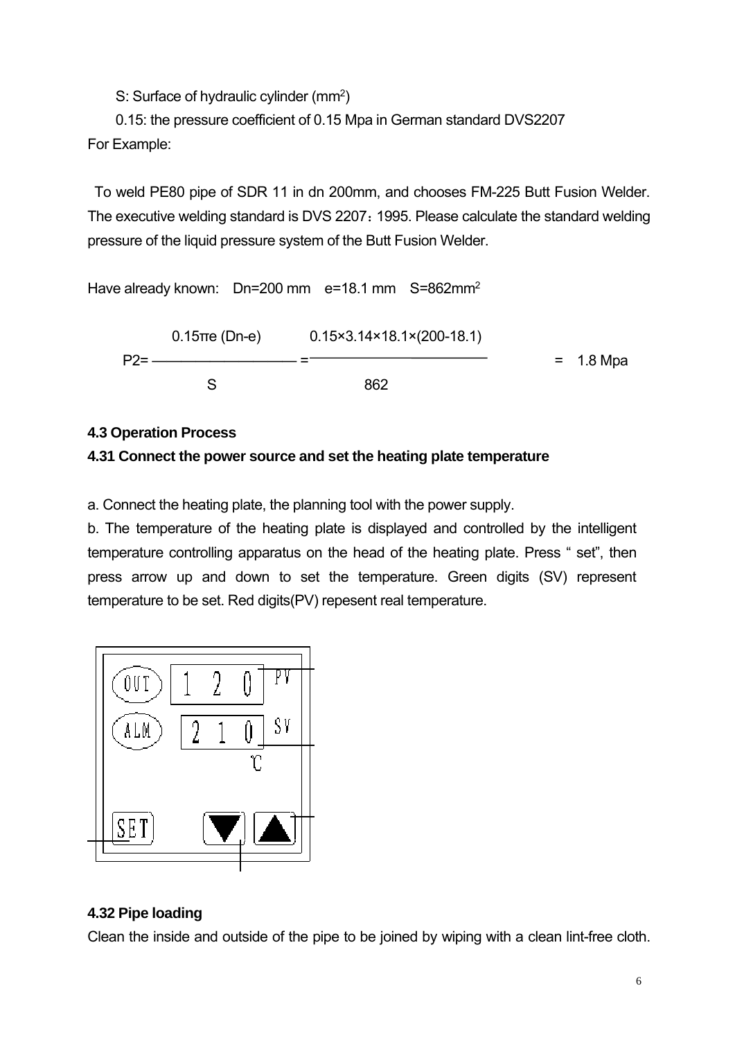S: Surface of hydraulic cylinder ($mm^2$)

0.15: the pressure coefficient of 0.15 Mpa in German standard DVS2207

For Example:

To weld PE80 pipe of SDR 11 in dn 200mm, and chooses FM-225 Butt Fusion Welder. The executive welding standard is DVS 2207：1995. Please calculate the standard welding pressure of the liquid pressure system of the Butt Fusion Welder.

Have already known: Dn=200 mm e=18.1 mm S=862$mm^2$

$$P2=\frac{0.15\pi e\,(Dn-e)}{S}=\frac{0.15\times3.14\times18.1\times(200-18.1)}{862}=1.8\text{ Mpa}$$

**4.3 Operation Process**

**4.31 Connect the power source and set the heating plate temperature**

a. Connect the heating plate, the planning tool with the power supply.

b. The temperature of the heating plate is displayed and controlled by the intelligent temperature controlling apparatus on the head of the heating plate. Press " set", then press arrow up and down to set the temperature. Green digits (SV) represent temperature to be set. Red digits(PV) repesent real temperature.

OUT 120 PV

ALM 210 SV

℃

SET ▼ ▲

**4.32 Pipe loading**

Clean the inside and outside of the pipe to be joined by wiping with a clean lint-free cloth.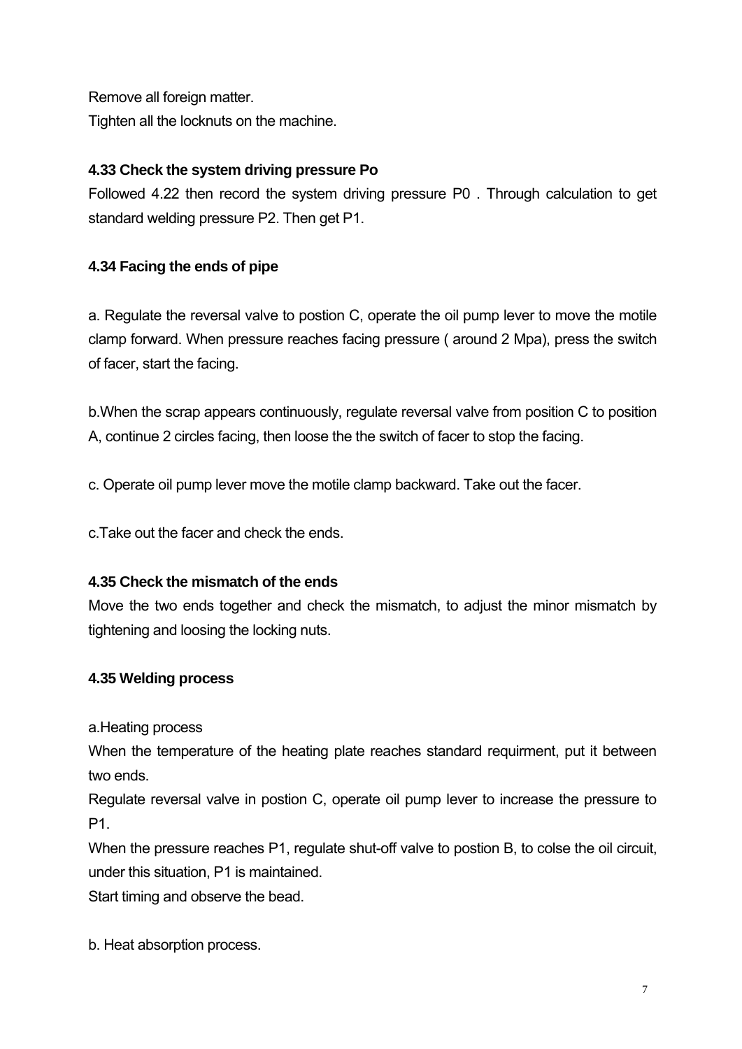Remove all foreign matter.

Tighten all the locknuts on the machine.

### 4.33 Check the system driving pressure Po

Followed 4.22 then record the system driving pressure $P_0$ . Through calculation to get standard welding pressure $P_2$. Then get $P_1$.

### 4.34 Facing the ends of pipe

a. Regulate the reversal valve to postion C, operate the oil pump lever to move the motile clamp forward. When pressure reaches facing pressure ( around 2 Mpa), press the switch of facer, start the facing.

b.When the scrap appears continuously, regulate reversal valve from position C to position A, continue 2 circles facing, then loose the the switch of facer to stop the facing.

c. Operate oil pump lever move the motile clamp backward. Take out the facer.

c.Take out the facer and check the ends.

### 4.35 Check the mismatch of the ends

Move the two ends together and check the mismatch, to adjust the minor mismatch by tightening and loosing the locking nuts.

### 4.35 Welding process

a.Heating process

When the temperature of the heating plate reaches standard requirment, put it between two ends.

Regulate reversal valve in postion C, operate oil pump lever to increase the pressure to $P_1$.

When the pressure reaches $P_1$, regulate shut-off valve to postion B, to colse the oil circuit, under this situation, $P_1$ is maintained.

Start timing and observe the bead.

b. Heat absorption process.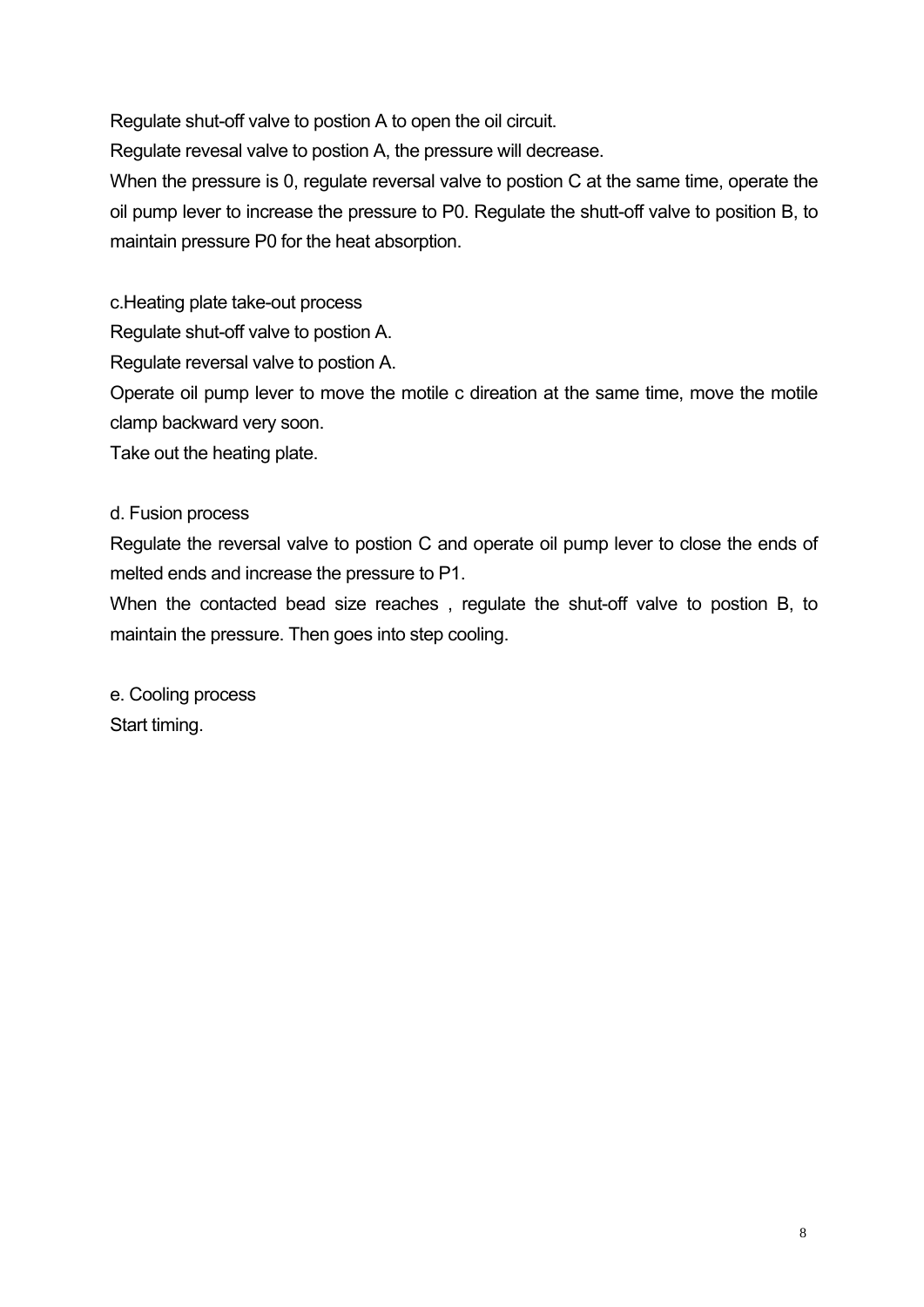Regulate shut-off valve to postion A to open the oil circuit.

Regulate revesal valve to postion A, the pressure will decrease.

When the pressure is 0, regulate reversal valve to postion C at the same time, operate the oil pump lever to increase the pressure to P0. Regulate the shutt-off valve to position B, to maintain pressure P0 for the heat absorption.

c.Heating plate take-out process

Regulate shut-off valve to postion A.

Regulate reversal valve to postion A.

Operate oil pump lever to move the motile c direation at the same time, move the motile clamp backward very soon.

Take out the heating plate.

d. Fusion process

Regulate the reversal valve to postion C and operate oil pump lever to close the ends of melted ends and increase the pressure to P1.

When the contacted bead size reaches , regulate the shut-off valve to postion B, to maintain the pressure. Then goes into step cooling.

e. Cooling process

Start timing.